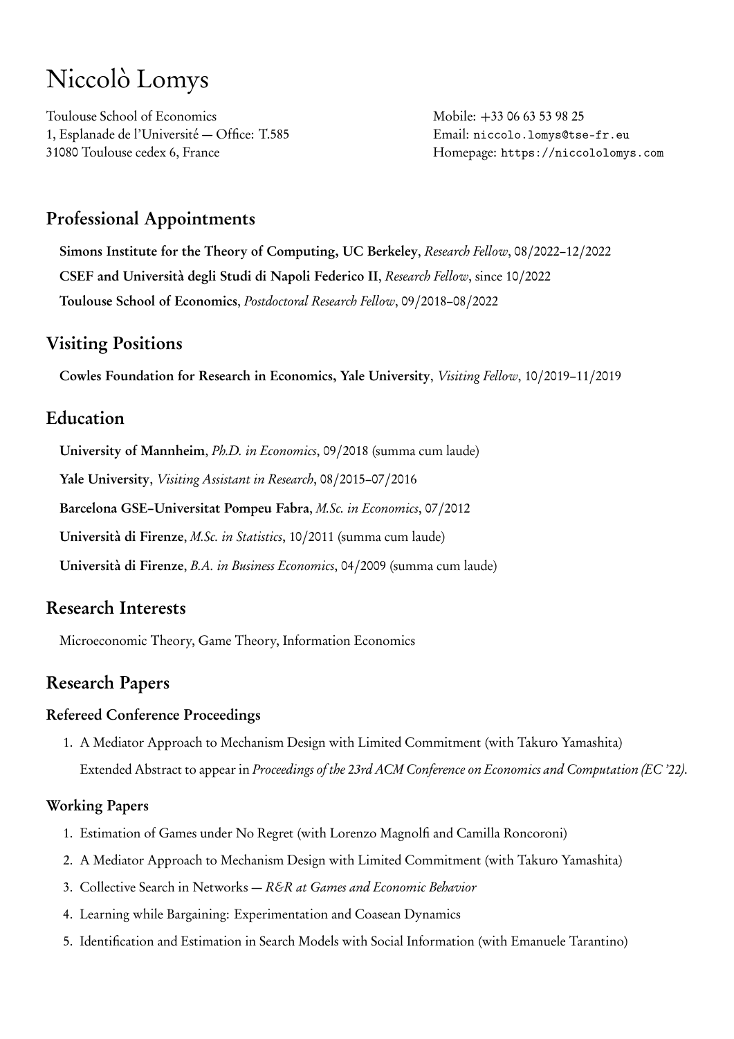# Niccolò Lomys

Toulouse School of Economics
1, Esplanade de l'Université — Office: T.585
31080 Toulouse cedex 6, France

Mobile: +33 06 63 53 98 25
Email: niccolo.lomys@tse-fr.eu
Homepage: https://niccololomys.com

## Professional Appointments

**Simons Institute for the Theory of Computing, UC Berkeley**, *Research Fellow*, 08/2022–12/2022

**CSEF and Università degli Studi di Napoli Federico II**, *Research Fellow*, since 10/2022

**Toulouse School of Economics**, *Postdoctoral Research Fellow*, 09/2018–08/2022

## Visiting Positions

**Cowles Foundation for Research in Economics, Yale University**, *Visiting Fellow*, 10/2019–11/2019

## Education

**University of Mannheim**, *Ph.D. in Economics*, 09/2018 (summa cum laude)

**Yale University**, *Visiting Assistant in Research*, 08/2015–07/2016

**Barcelona GSE–Universitat Pompeu Fabra**, *M.Sc. in Economics*, 07/2012

**Università di Firenze**, *M.Sc. in Statistics*, 10/2011 (summa cum laude)

**Università di Firenze**, *B.A. in Business Economics*, 04/2009 (summa cum laude)

## Research Interests

Microeconomic Theory, Game Theory, Information Economics

## Research Papers

### Refereed Conference Proceedings

1. A Mediator Approach to Mechanism Design with Limited Commitment (with Takuro Yamashita)
   Extended Abstract to appear in *Proceedings of the 23rd ACM Conference on Economics and Computation (EC '22)*.

### Working Papers

1. Estimation of Games under No Regret (with Lorenzo Magnolfi and Camilla Roncoroni)
2. A Mediator Approach to Mechanism Design with Limited Commitment (with Takuro Yamashita)
3. Collective Search in Networks — *R&R at Games and Economic Behavior*
4. Learning while Bargaining: Experimentation and Coasean Dynamics
5. Identification and Estimation in Search Models with Social Information (with Emanuele Tarantino)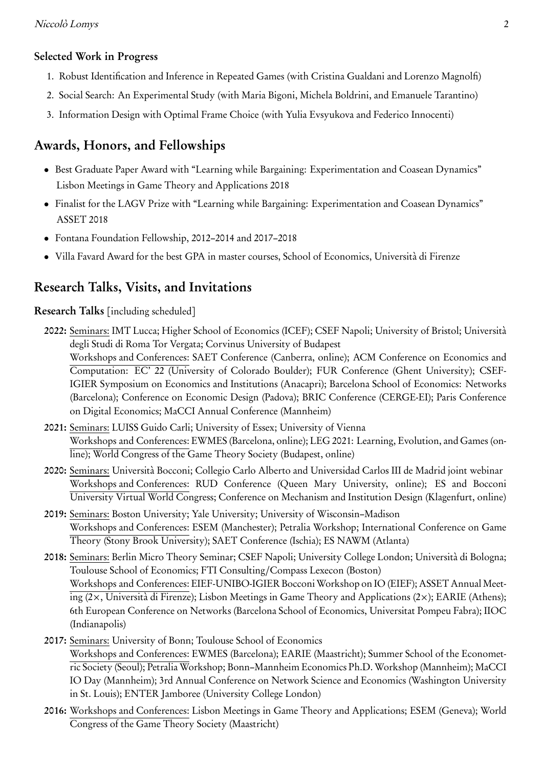### Selected Work in Progress

1. Robust Identification and Inference in Repeated Games (with Cristina Gualdani and Lorenzo Magnolfi)
2. Social Search: An Experimental Study (with Maria Bigoni, Michela Boldrini, and Emanuele Tarantino)
3. Information Design with Optimal Frame Choice (with Yulia Evsyukova and Federico Innocenti)

## Awards, Honors, and Fellowships

- Best Graduate Paper Award with "Learning while Bargaining: Experimentation and Coasean Dynamics" Lisbon Meetings in Game Theory and Applications 2018
- Finalist for the LAGV Prize with "Learning while Bargaining: Experimentation and Coasean Dynamics" ASSET 2018
- Fontana Foundation Fellowship, 2012–2014 and 2017–2018
- Villa Favard Award for the best GPA in master courses, School of Economics, Università di Firenze

## Research Talks, Visits, and Invitations

**Research Talks** [including scheduled]

**2022:** Seminars: IMT Lucca; Higher School of Economics (ICEF); CSEF Napoli; University of Bristol; Università degli Studi di Roma Tor Vergata; Corvinus University of Budapest
Workshops and Conferences: SAET Conference (Canberra, online); ACM Conference on Economics and Computation: EC' 22 (University of Colorado Boulder); FUR Conference (Ghent University); CSEF-IGIER Symposium on Economics and Institutions (Anacapri); Barcelona School of Economics: Networks (Barcelona); Conference on Economic Design (Padova); BRIC Conference (CERGE-EI); Paris Conference on Digital Economics; MaCCI Annual Conference (Mannheim)

**2021:** Seminars: LUISS Guido Carli; University of Essex; University of Vienna
Workshops and Conferences: EWMES (Barcelona, online); LEG 2021: Learning, Evolution, and Games (online); World Congress of the Game Theory Society (Budapest, online)

**2020:** Seminars: Università Bocconi; Collegio Carlo Alberto and Universidad Carlos III de Madrid joint webinar
Workshops and Conferences: RUD Conference (Queen Mary University, online); ES and Bocconi University Virtual World Congress; Conference on Mechanism and Institution Design (Klagenfurt, online)

**2019:** Seminars: Boston University; Yale University; University of Wisconsin–Madison
Workshops and Conferences: ESEM (Manchester); Petralia Workshop; International Conference on Game Theory (Stony Brook University); SAET Conference (Ischia); ES NAWM (Atlanta)

**2018:** Seminars: Berlin Micro Theory Seminar; CSEF Napoli; University College London; Università di Bologna; Toulouse School of Economics; FTI Consulting/Compass Lexecon (Boston)
Workshops and Conferences: EIEF-UNIBO-IGIER Bocconi Workshop on IO (EIEF); ASSET Annual Meeting (2×, Università di Firenze); Lisbon Meetings in Game Theory and Applications (2×); EARIE (Athens); 6th European Conference on Networks (Barcelona School of Economics, Universitat Pompeu Fabra); IIOC (Indianapolis)

**2017:** Seminars: University of Bonn; Toulouse School of Economics
Workshops and Conferences: EWMES (Barcelona); EARIE (Maastricht); Summer School of the Econometric Society (Seoul); Petralia Workshop; Bonn–Mannheim Economics Ph.D. Workshop (Mannheim); MaCCI IO Day (Mannheim); 3rd Annual Conference on Network Science and Economics (Washington University in St. Louis); ENTER Jamboree (University College London)

**2016:** Workshops and Conferences: Lisbon Meetings in Game Theory and Applications; ESEM (Geneva); World Congress of the Game Theory Society (Maastricht)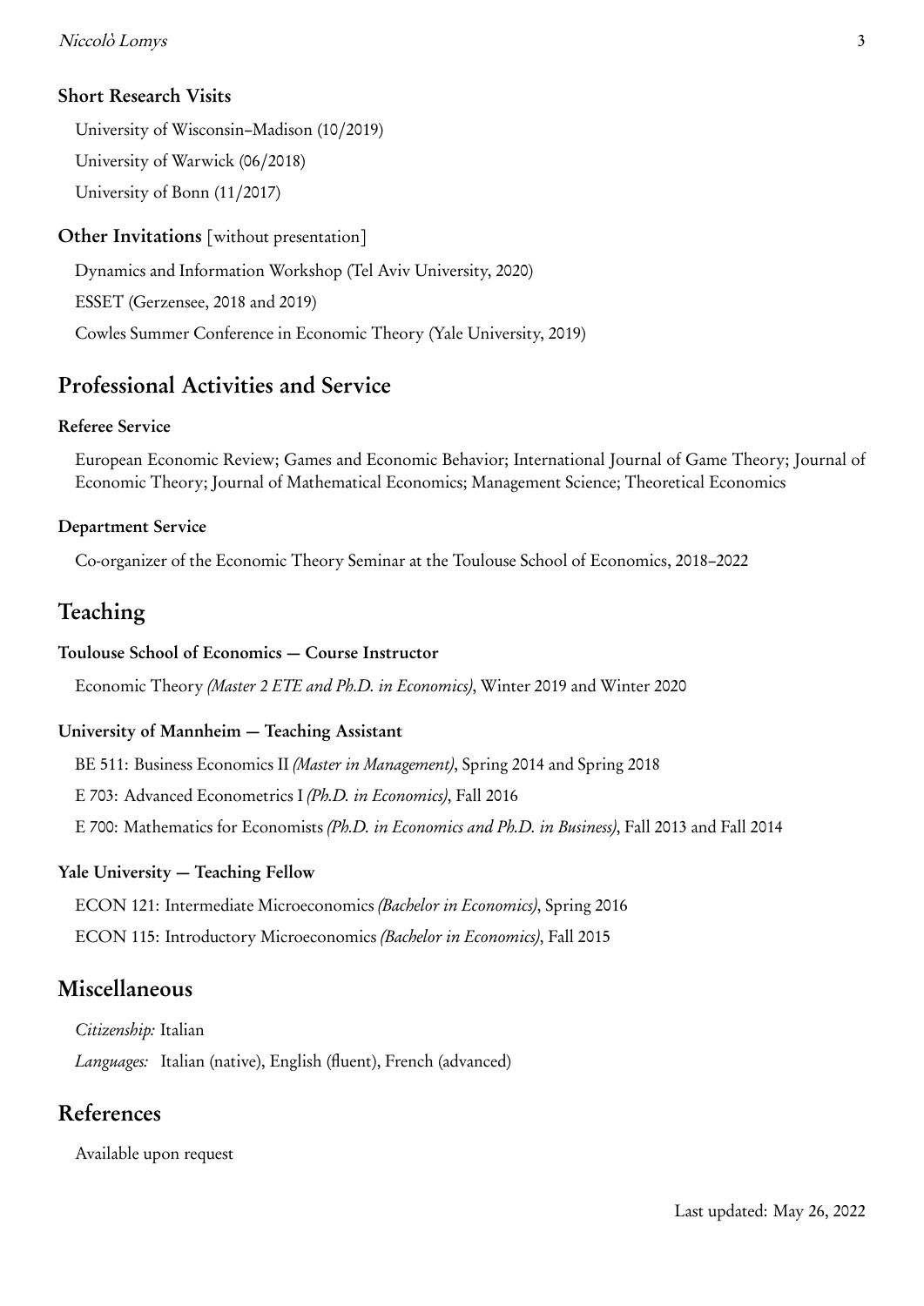### Short Research Visits

University of Wisconsin–Madison (10/2019)

University of Warwick (06/2018)

University of Bonn (11/2017)

### Other Invitations [without presentation]

Dynamics and Information Workshop (Tel Aviv University, 2020)

ESSET (Gerzensee, 2018 and 2019)

Cowles Summer Conference in Economic Theory (Yale University, 2019)

## Professional Activities and Service

### Referee Service

European Economic Review; Games and Economic Behavior; International Journal of Game Theory; Journal of Economic Theory; Journal of Mathematical Economics; Management Science; Theoretical Economics

### Department Service

Co-organizer of the Economic Theory Seminar at the Toulouse School of Economics, 2018–2022

## Teaching

### Toulouse School of Economics — Course Instructor

Economic Theory *(Master 2 ETE and Ph.D. in Economics)*, Winter 2019 and Winter 2020

### University of Mannheim — Teaching Assistant

BE 511: Business Economics II *(Master in Management)*, Spring 2014 and Spring 2018

E 703: Advanced Econometrics I *(Ph.D. in Economics)*, Fall 2016

E 700: Mathematics for Economists *(Ph.D. in Economics and Ph.D. in Business)*, Fall 2013 and Fall 2014

### Yale University — Teaching Fellow

ECON 121: Intermediate Microeconomics *(Bachelor in Economics)*, Spring 2016

ECON 115: Introductory Microeconomics *(Bachelor in Economics)*, Fall 2015

## Miscellaneous

*Citizenship:* Italian

*Languages:* Italian (native), English (fluent), French (advanced)

## References

Available upon request

Last updated: May 26, 2022